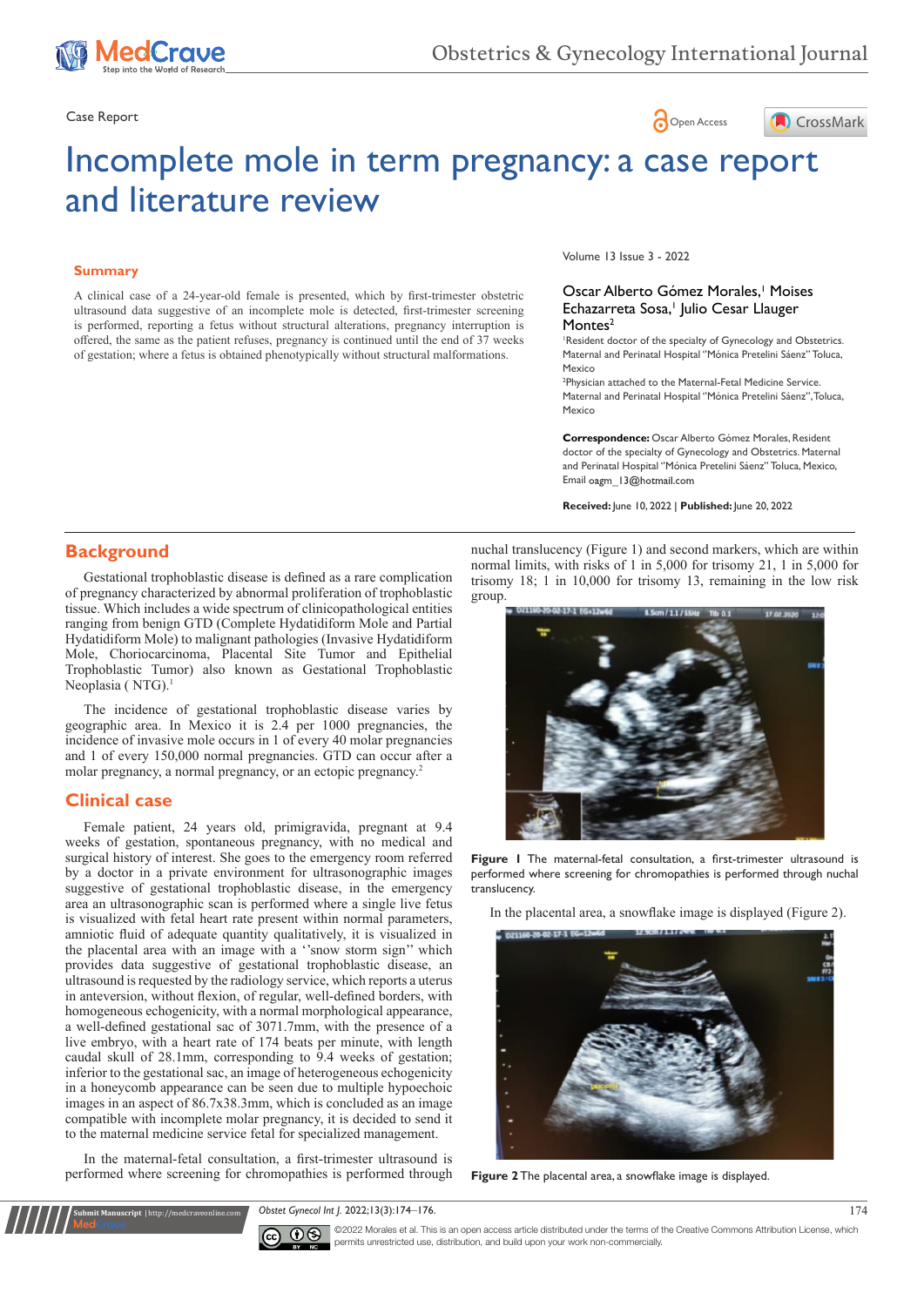Case Report

# Incomplete mole in term pregnancy: a case report and literature review

Volume 13 Issue 3 - 2022

Oscar Alberto Gómez Morales,[1] Moises Echazarreta Sosa,[1] Julio Cesar Llauger Montes[2]

[1]Resident doctor of the specialty of Gynecology and Obstetrics. Maternal and Perinatal Hospital "Mónica Pretelini Sáenz" Toluca, Mexico

[2]Physician attached to the Maternal-Fetal Medicine Service. Maternal and Perinatal Hospital "Mónica Pretelini Sáenz", Toluca, Mexico

**Correspondence:** Oscar Alberto Gómez Morales, Resident doctor of the specialty of Gynecology and Obstetrics. Maternal and Perinatal Hospital "Mónica Pretelini Sáenz" Toluca, Mexico, Email oagm_13@hotmail.com

**Received:** June 10, 2022 | **Published:** June 20, 2022

## Summary

A clinical case of a 24-year-old female is presented, which by first-trimester obstetric ultrasound data suggestive of an incomplete mole is detected, first-trimester screening is performed, reporting a fetus without structural alterations, pregnancy interruption is offered, the same as the patient refuses, pregnancy is continued until the end of 37 weeks of gestation; where a fetus is obtained phenotypically without structural malformations.

## Background

Gestational trophoblastic disease is defined as a rare complication of pregnancy characterized by abnormal proliferation of trophoblastic tissue. Which includes a wide spectrum of clinicopathological entities ranging from benign GTD (Complete Hydatidiform Mole and Partial Hydatidiform Mole) to malignant pathologies (Invasive Hydatidiform Mole, Choriocarcinoma, Placental Site Tumor and Epithelial Trophoblastic Tumor) also known as Gestational Trophoblastic Neoplasia ( NTG).[1]

The incidence of gestational trophoblastic disease varies by geographic area. In Mexico it is 2.4 per 1000 pregnancies, the incidence of invasive mole occurs in 1 of every 40 molar pregnancies and 1 of every 150,000 normal pregnancies. GTD can occur after a molar pregnancy, a normal pregnancy, or an ectopic pregnancy.[2]

## Clinical case

Female patient, 24 years old, primigravida, pregnant at 9.4 weeks of gestation, spontaneous pregnancy, with no medical and surgical history of interest. She goes to the emergency room referred by a doctor in a private environment for ultrasonographic images suggestive of gestational trophoblastic disease, in the emergency area an ultrasonographic scan is performed where a single live fetus is visualized with fetal heart rate present within normal parameters, amniotic fluid of adequate quantity qualitatively, it is visualized in the placental area with an image with a ''snow storm sign'' which provides data suggestive of gestational trophoblastic disease, an ultrasound is requested by the radiology service, which reports a uterus in anteversion, without flexion, of regular, well-defined borders, with homogeneous echogenicity, with a normal morphological appearance, a well-defined gestational sac of 3071.7mm, with the presence of a live embryo, with a heart rate of 174 beats per minute, with length caudal skull of 28.1mm, corresponding to 9.4 weeks of gestation; inferior to the gestational sac, an image of heterogeneous echogenicity in a honeycomb appearance can be seen due to multiple hypoechoic images in an aspect of 86.7x38.3mm, which is concluded as an image compatible with incomplete molar pregnancy, it is decided to send it to the maternal medicine service fetal for specialized management.

In the maternal-fetal consultation, a first-trimester ultrasound is performed where screening for chromopathies is performed through nuchal translucency (Figure 1) and second markers, which are within normal limits, with risks of 1 in 5,000 for trisomy 21, 1 in 5,000 for trisomy 18; 1 in 10,000 for trisomy 13, remaining in the low risk group.

**Figure 1** The maternal-fetal consultation, a first-trimester ultrasound is performed where screening for chromopathies is performed through nuchal translucency.

In the placental area, a snowflake image is displayed (Figure 2).

**Figure 2** The placental area, a snowflake image is displayed.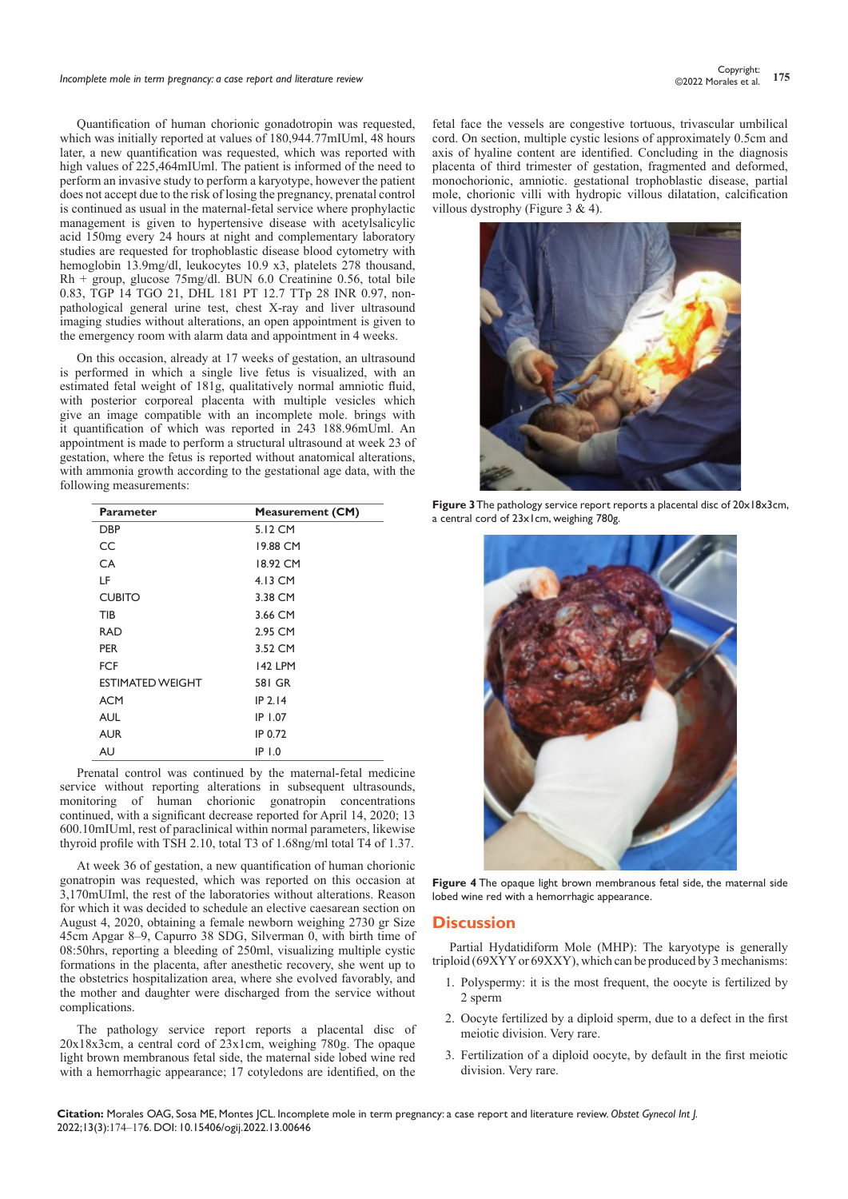Quantification of human chorionic gonadotropin was requested, which was initially reported at values of 180,944.77mIUml, 48 hours later, a new quantification was requested, which was reported with high values of 225,464mIUml. The patient is informed of the need to perform an invasive study to perform a karyotype, however the patient does not accept due to the risk of losing the pregnancy, prenatal control is continued as usual in the maternal-fetal service where prophylactic management is given to hypertensive disease with acetylsalicylic acid 150mg every 24 hours at night and complementary laboratory studies are requested for trophoblastic disease blood cytometry with hemoglobin 13.9mg/dl, leukocytes 10.9 x3, platelets 278 thousand, Rh + group, glucose 75mg/dl. BUN 6.0 Creatinine 0.56, total bile 0.83, TGP 14 TGO 21, DHL 181 PT 12.7 TTp 28 INR 0.97, non-pathological general urine test, chest X-ray and liver ultrasound imaging studies without alterations, an open appointment is given to the emergency room with alarm data and appointment in 4 weeks.

On this occasion, already at 17 weeks of gestation, an ultrasound is performed in which a single live fetus is visualized, with an estimated fetal weight of 181g, qualitatively normal amniotic fluid, with posterior corporeal placenta with multiple vesicles which give an image compatible with an incomplete mole. brings with it quantification of which was reported in 243 188.96mUml. An appointment is made to perform a structural ultrasound at week 23 of gestation, where the fetus is reported without anatomical alterations, with ammonia growth according to the gestational age data, with the following measurements:

| Parameter | Measurement (CM) |
|---|---|
| DBP | 5.12 CM |
| CC | 19.88 CM |
| CA | 18.92 CM |
| LF | 4.13 CM |
| CUBITO | 3.38 CM |
| TIB | 3.66 CM |
| RAD | 2.95 CM |
| PER | 3.52 CM |
| FCF | 142 LPM |
| ESTIMATED WEIGHT | 581 GR |
| ACM | IP 2.14 |
| AUL | IP 1.07 |
| AUR | IP 0.72 |
| AU | IP 1.0 |

Prenatal control was continued by the maternal-fetal medicine service without reporting alterations in subsequent ultrasounds, monitoring of human chorionic gonatropin concentrations continued, with a significant decrease reported for April 14, 2020; 13 600.10mIUml, rest of paraclinical within normal parameters, likewise thyroid profile with TSH 2.10, total T3 of 1.68ng/ml total T4 of 1.37.

At week 36 of gestation, a new quantification of human chorionic gonatropin was requested, which was reported on this occasion at 3,170mUIml, the rest of the laboratories without alterations. Reason for which it was decided to schedule an elective caesarean section on August 4, 2020, obtaining a female newborn weighing 2730 gr Size 45cm Apgar 8–9, Capurro 38 SDG, Silverman 0, with birth time of 08:50hrs, reporting a bleeding of 250ml, visualizing multiple cystic formations in the placenta, after anesthetic recovery, she went up to the obstetrics hospitalization area, where she evolved favorably, and the mother and daughter were discharged from the service without complications.

The pathology service report reports a placental disc of 20x18x3cm, a central cord of 23x1cm, weighing 780g. The opaque light brown membranous fetal side, the maternal side lobed wine red with a hemorrhagic appearance; 17 cotyledons are identified, on the fetal face the vessels are congestive tortuous, trivascular umbilical cord. On section, multiple cystic lesions of approximately 0.5cm and axis of hyaline content are identified. Concluding in the diagnosis placenta of third trimester of gestation, fragmented and deformed, monochorionic, amniotic. gestational trophoblastic disease, partial mole, chorionic villi with hydropic villous dilatation, calcification villous dystrophy (Figure 3 & 4).

**Figure 3** The pathology service report reports a placental disc of 20x18x3cm, a central cord of 23x1cm, weighing 780g.

**Figure 4** The opaque light brown membranous fetal side, the maternal side lobed wine red with a hemorrhagic appearance.

## Discussion

Partial Hydatidiform Mole (MHP): The karyotype is generally triploid (69XYY or 69XXY), which can be produced by 3 mechanisms:

1. Polyspermy: it is the most frequent, the oocyte is fertilized by 2 sperm
2. Oocyte fertilized by a diploid sperm, due to a defect in the first meiotic division. Very rare.
3. Fertilization of a diploid oocyte, by default in the first meiotic division. Very rare.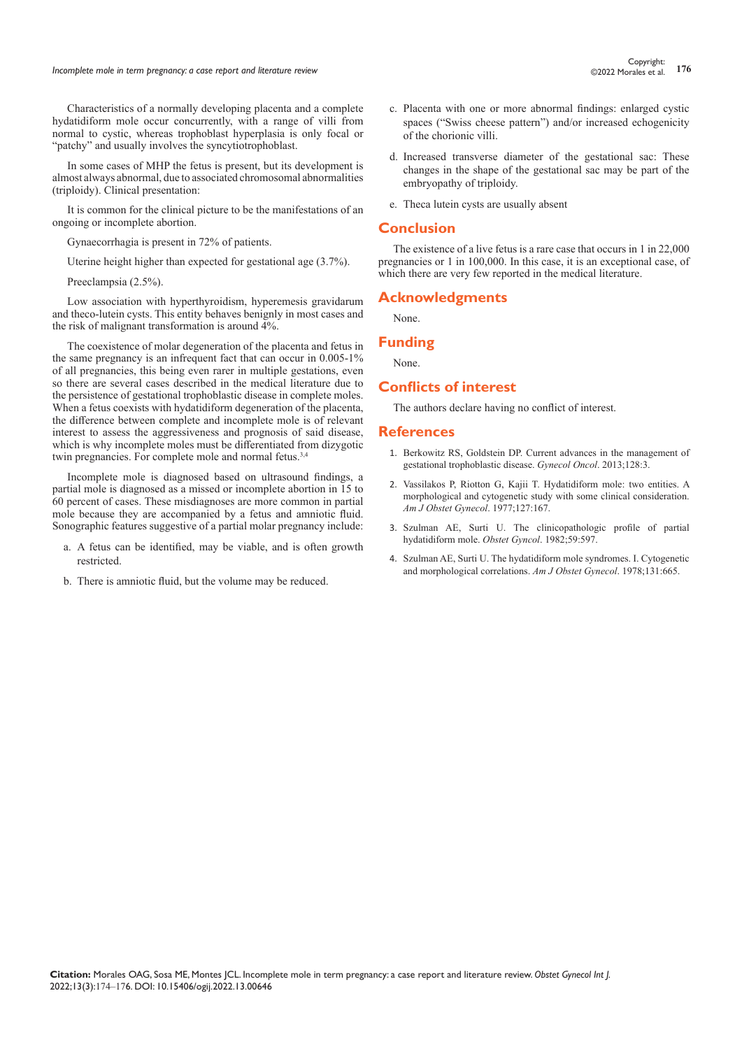Characteristics of a normally developing placenta and a complete hydatidiform mole occur concurrently, with a range of villi from normal to cystic, whereas trophoblast hyperplasia is only focal or "patchy" and usually involves the syncytiotrophoblast.

In some cases of MHP the fetus is present, but its development is almost always abnormal, due to associated chromosomal abnormalities (triploidy). Clinical presentation:

It is common for the clinical picture to be the manifestations of an ongoing or incomplete abortion.

Gynaecorrhagia is present in 72% of patients.

Uterine height higher than expected for gestational age (3.7%).

Preeclampsia (2.5%).

Low association with hyperthyroidism, hyperemesis gravidarum and theco-lutein cysts. This entity behaves benignly in most cases and the risk of malignant transformation is around 4%.

The coexistence of molar degeneration of the placenta and fetus in the same pregnancy is an infrequent fact that can occur in 0.005-1% of all pregnancies, this being even rarer in multiple gestations, even so there are several cases described in the medical literature due to the persistence of gestational trophoblastic disease in complete moles. When a fetus coexists with hydatidiform degeneration of the placenta, the difference between complete and incomplete mole is of relevant interest to assess the aggressiveness and prognosis of said disease, which is why incomplete moles must be differentiated from dizygotic twin pregnancies. For complete mole and normal fetus.[3,4]

Incomplete mole is diagnosed based on ultrasound findings, a partial mole is diagnosed as a missed or incomplete abortion in 15 to 60 percent of cases. These misdiagnoses are more common in partial mole because they are accompanied by a fetus and amniotic fluid. Sonographic features suggestive of a partial molar pregnancy include:

a. A fetus can be identified, may be viable, and is often growth restricted.

b. There is amniotic fluid, but the volume may be reduced.

c. Placenta with one or more abnormal findings: enlarged cystic spaces ("Swiss cheese pattern") and/or increased echogenicity of the chorionic villi.

d. Increased transverse diameter of the gestational sac: These changes in the shape of the gestational sac may be part of the embryopathy of triploidy.

e. Theca lutein cysts are usually absent

## Conclusion

The existence of a live fetus is a rare case that occurs in 1 in 22,000 pregnancies or 1 in 100,000. In this case, it is an exceptional case, of which there are very few reported in the medical literature.

## Acknowledgments

None.

## Funding

None.

## Conflicts of interest

The authors declare having no conflict of interest.

## References

1. Berkowitz RS, Goldstein DP. Current advances in the management of gestational trophoblastic disease. *Gynecol Oncol*. 2013;128:3.
2. Vassilakos P, Riotton G, Kajii T. Hydatidiform mole: two entities. A morphological and cytogenetic study with some clinical consideration. *Am J Obstet Gynecol*. 1977;127:167.
3. Szulman AE, Surti U. The clinicopathologic profile of partial hydatidiform mole. *Obstet Gyncol*. 1982;59:597.
4. Szulman AE, Surti U. The hydatidiform mole syndromes. I. Cytogenetic and morphological correlations. *Am J Obstet Gynecol*. 1978;131:665.